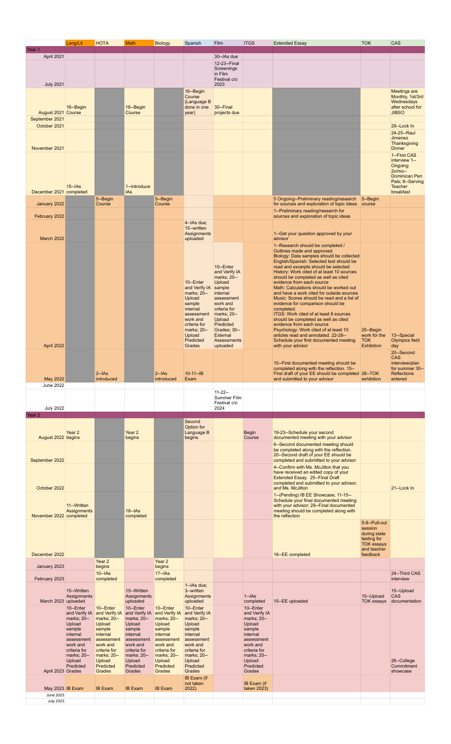| | Lang/Lit | HOTA | Math | Biology | Spanish | Film | ITGS | Extended Essay | TOK | CAS |
|---|---|---|---|---|---|---|---|---|---|---|
| Year 1 | | | | | | | | | | |
| April 2021 | | | | | | 30--IAs due | | | | |
| July 2021 | | | | | | 12-23--Final Screenings in Film Festival c/o 2023 | | | | |
| August 2021 | 16--Begin Course | | 16--Begin Course | | 16--Begin Course (Language B done in one year) | 30--Final projects due | | | | Meetings are Monthly, 1st/3rd Wednesdays after school for JIBSO |
| September 2021 | | | | | | | | | | |
| October 2021 | | | | | | | | | | 29--Lock In |
| November 2021 | | | | | | | | | | 24-25--Raul Jimenez Thanksgiving Dinner |
| December 2021 | 15--IAs completed | | 1--Introduce IAs | | | | | | | 1--First CAS interview 1--Ongoing 2x/mo--Dominican Pen Pals; 8--Serving Teacher breakfast |
| January 2022 | | 5--Begin Course | | 5--Begin Course | | | | 5 Ongoing--Preliminary reading/research for sources and exploration of topic ideas | 5--Begin course | |
| February 2022 | | | | | | | | 1--Preliminary reading/research for sources and exploration of topic ideas | | |
| March 2022 | | | | | 4--IAs due; 15--written Assignments uploaded | | | 1--Get your question approved by your advisor | | |
| April 2022 | | | | | 10--Enter and Verify IA marks; 20--Upload sample internal assessment work and criteria for marks; 20--Upload Predicted Grades | 10--Enter and Verify IA marks; 20--Upload sample internal assessment work and criteria for marks; 20--Upload Predicted Grades; 30--External Assessments uploaded | | 1--Research should be completed / Outlines made and approved<br>Biology: Data samples should be collected<br>English/Spanish: Selected text should be read and excerpts should be selected<br>History: Work cited of at least 10 sources should be completed as well as cited evidence from each source<br>Math: Calculations should be worked out and have a work cited for outside sources<br>Music: Scores should be read and a list of evidence for comparison should be completed.<br>ITGS: Work cited of at least 8 sources should be completed as well as cited evidence from each source<br>Psychology: Work cited of at least 10 articles read and annotated. 22-26--Schedule your first documented meeting with your advisor | 25--Begin work for the TOK Exhibition | 13--Special Olympics field day |
| May 2022 | | 2--IAs introduced | | 2--IAs introduced | 10-11--IB Exam | | | 10--First documented meeting should be completed along with the reflection. 15--First draft of your EE should be completed and submitted to your advisor | 26--TOK exhibition | 20--Second CAS interview/plan for summer 30--Reflections entered |
| June 2022 | | | | | | | | | | |
| July 2022 | | | | | | 11-22--Summer Film Festival c/o 2024 | | | | |
| Year 2 | | | | | | | | | | |
| August 2022 | Year 2 begins | | Year 2 begins | | Second Option for Language B begins | | Begin Course | 19-23--Schedule your second documented meeting with your advisor | | |
| September 2022 | | | | | | | | 6--Second documented meeting should be completed along with the reflection. 20--Second draft of your EE should be completed and submitted to your advisor | | |
| October 2022 | | | | | | | | 4--Confirm with Ms. McJilton that you have received an edited copy of your Extended Essay. 25--Final Draft completed and submitted to your advisor, and Ms. McJilton | | 21--Lock In |
| November 2022 | 11--Written Assignments completed | | 18--IAs completed | | | | | 1--(Pending) IB EE Showcase; 11-15--Schedule your final documented meeting with your advisor; 29--Final documented meeting should be completed along with the reflection | | |
| December 2022 | | | | | | | | 16--EE completed | 5-9--Pull-out session during state testing for TOK essays and teacher feedback | |
| January 2023 | | Year 2 begins | | Year 2 begins | | | | | | |
| February 2023 | | 10--IAs completed | | 17--IAs completed | | | | | | 24--Third CAS interview |
| March 2023 | 15--Written Assignments uploaded | | 15--Written Assignments uploaded | | 1--IAs due; 3--written Assignments uploaded | | 1--IAs completed | 15--EE uploaded | 15--Upload TOK essays | 15--Upload CAS documentation |
| April 2023 | 10--Enter and Verify IA marks; 20--Upload sample internal assessment work and criteria for marks; 20--Upload Predicted Grades | 10--Enter and Verify IA marks; 20--Upload sample internal assessment work and criteria for marks; 20--Upload Predicted Grades | 10--Enter and Verify IA marks; 20--Upload sample internal assessment work and criteria for marks; 20--Upload Predicted Grades | 10--Enter and Verify IA marks; 20--Upload sample internal assessment work and criteria for marks; 20--Upload Predicted Grades | 10--Enter and Verify IA marks; 20--Upload sample internal assessment work and criteria for marks; 20--Upload Predicted Grades | | 10--Enter and Verify IA marks; 20--Upload sample internal assessment work and criteria for marks; 20--Upload Predicted Grades | | | 26--College Commitment showcase |
| May 2023 | IB Exam | IB Exam | IB Exam | IB Exam | IB Exam (If not taken 2022) | | IB Exam (if taken 2023) | | | |
| June 2023 | | | | | | | | | | |
| July 2023 | | | | | | | | | | |